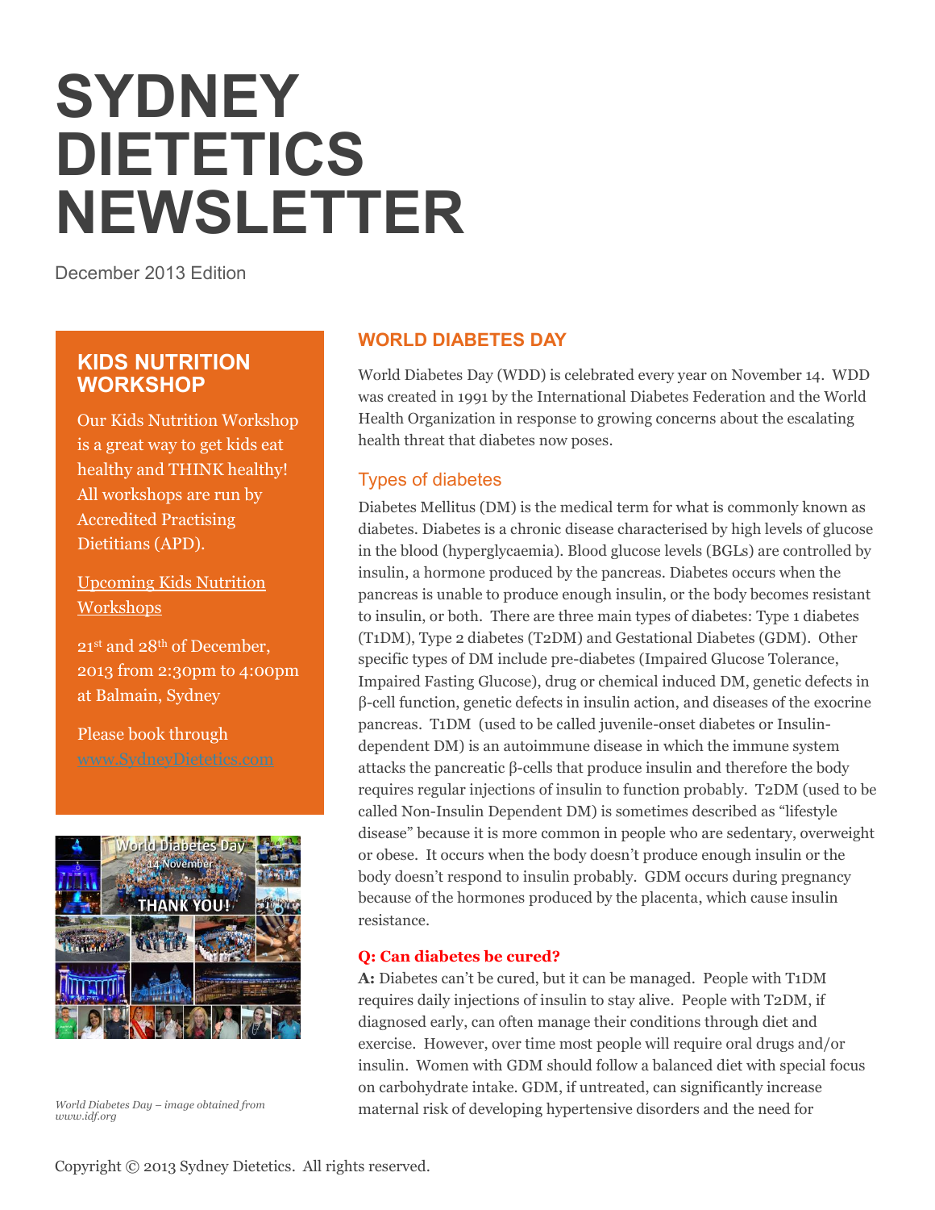# SYDNEY DIETETICS NEWSLETTER

December 2013 Edition

## KIDS NUTRITION WORKSHOP

Our Kids Nutrition Workshop is a great way to get kids eat healthy and THINK healthy! All workshops are run by Accredited Practising Dietitians (APD).

Upcoming Kids Nutrition Workshops

21st and 28th of December, 2013 from 2:30pm to 4:00pm at Balmain, Sydney

Please book through www.SydneyDietetics.com

*World Diabetes Day – image obtained from www.idf.org*

## WORLD DIABETES DAY

World Diabetes Day (WDD) is celebrated every year on November 14. WDD was created in 1991 by the International Diabetes Federation and the World Health Organization in response to growing concerns about the escalating health threat that diabetes now poses.

### Types of diabetes

Diabetes Mellitus (DM) is the medical term for what is commonly known as diabetes. Diabetes is a chronic disease characterised by high levels of glucose in the blood (hyperglycaemia). Blood glucose levels (BGLs) are controlled by insulin, a hormone produced by the pancreas. Diabetes occurs when the pancreas is unable to produce enough insulin, or the body becomes resistant to insulin, or both. There are three main types of diabetes: Type 1 diabetes (T1DM), Type 2 diabetes (T2DM) and Gestational Diabetes (GDM). Other specific types of DM include pre-diabetes (Impaired Glucose Tolerance, Impaired Fasting Glucose), drug or chemical induced DM, genetic defects in β-cell function, genetic defects in insulin action, and diseases of the exocrine pancreas. T1DM (used to be called juvenile-onset diabetes or Insulin-dependent DM) is an autoimmune disease in which the immune system attacks the pancreatic β-cells that produce insulin and therefore the body requires regular injections of insulin to function probably. T2DM (used to be called Non-Insulin Dependent DM) is sometimes described as "lifestyle disease" because it is more common in people who are sedentary, overweight or obese. It occurs when the body doesn't produce enough insulin or the body doesn't respond to insulin probably. GDM occurs during pregnancy because of the hormones produced by the placenta, which cause insulin resistance.

**Q: Can diabetes be cured?**

**A:** Diabetes can't be cured, but it can be managed. People with T1DM requires daily injections of insulin to stay alive. People with T2DM, if diagnosed early, can often manage their conditions through diet and exercise. However, over time most people will require oral drugs and/or insulin. Women with GDM should follow a balanced diet with special focus on carbohydrate intake. GDM, if untreated, can significantly increase maternal risk of developing hypertensive disorders and the need for

Copyright © 2013 Sydney Dietetics. All rights reserved.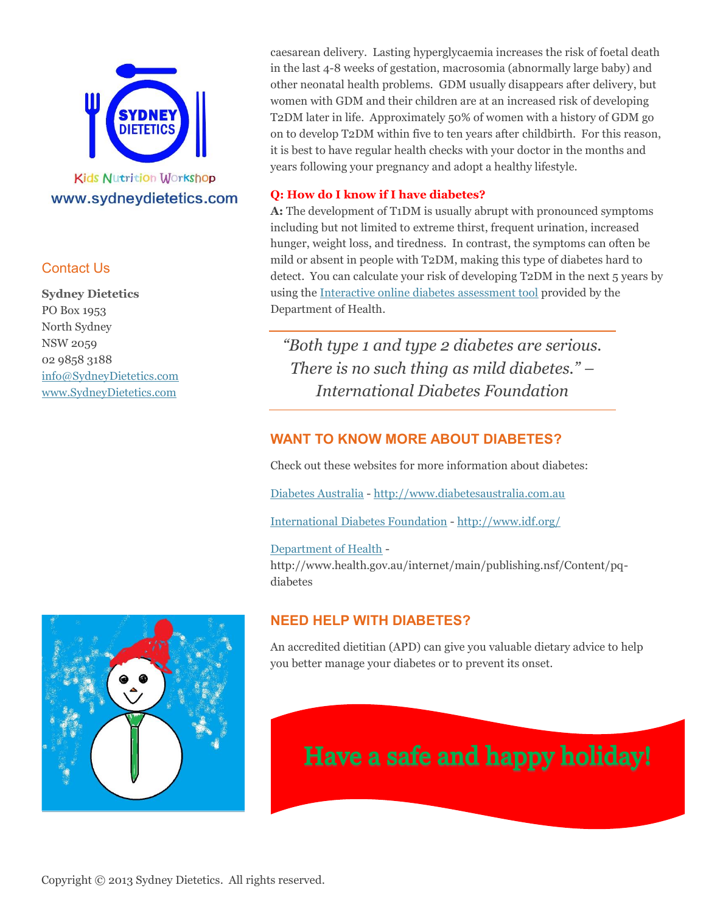caesarean delivery. Lasting hyperglycaemia increases the risk of foetal death in the last 4-8 weeks of gestation, macrosomia (abnormally large baby) and other neonatal health problems. GDM usually disappears after delivery, but women with GDM and their children are at an increased risk of developing T2DM later in life. Approximately 50% of women with a history of GDM go on to develop T2DM within five to ten years after childbirth. For this reason, it is best to have regular health checks with your doctor in the months and years following your pregnancy and adopt a healthy lifestyle.

**Q: How do I know if I have diabetes?**

**A:** The development of T1DM is usually abrupt with pronounced symptoms including but not limited to extreme thirst, frequent urination, increased hunger, weight loss, and tiredness. In contrast, the symptoms can often be mild or absent in people with T2DM, making this type of diabetes hard to detect. You can calculate your risk of developing T2DM in the next 5 years by using the Interactive online diabetes assessment tool provided by the Department of Health.

> *"Both type 1 and type 2 diabetes are serious. There is no such thing as mild diabetes." – International Diabetes Foundation*

## WANT TO KNOW MORE ABOUT DIABETES?

Check out these websites for more information about diabetes:

Diabetes Australia - http://www.diabetesaustralia.com.au

International Diabetes Foundation - http://www.idf.org/

Department of Health - http://www.health.gov.au/internet/main/publishing.nsf/Content/pq-diabetes

## NEED HELP WITH DIABETES?

An accredited dietitian (APD) can give you valuable dietary advice to help you better manage your diabetes or to prevent its onset.

Have a safe and happy holiday!

Kids Nutrition Workshop

www.sydneydietetics.com

## Contact Us

**Sydney Dietetics**
PO Box 1953
North Sydney
NSW 2059
02 9858 3188
info@SydneyDietetics.com
www.SydneyDietetics.com

Copyright © 2013 Sydney Dietetics. All rights reserved.